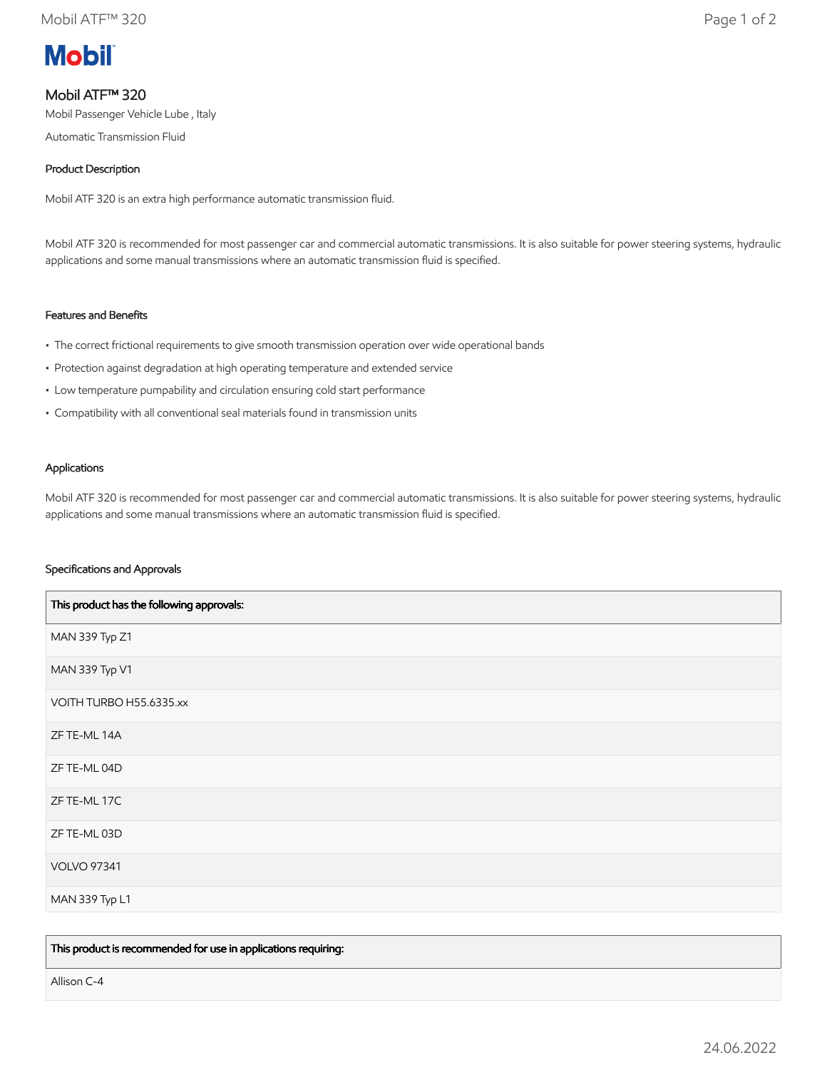**Mobil**

# Mobil ATF™ 320

Mobil Passenger Vehicle Lube , Italy

Automatic Transmission Fluid

## Product Description

Mobil ATF 320 is an extra high performance automatic transmission fluid.

Mobil ATF 320 is recommended for most passenger car and commercial automatic transmissions. It is also suitable for power steering systems, hydraulic applications and some manual transmissions where an automatic transmission fluid is specified.

## Features and Benefits

- The correct frictional requirements to give smooth transmission operation over wide operational bands
- Protection against degradation at high operating temperature and extended service
- Low temperature pumpability and circulation ensuring cold start performance
- Compatibility with all conventional seal materials found in transmission units

## Applications

Mobil ATF 320 is recommended for most passenger car and commercial automatic transmissions. It is also suitable for power steering systems, hydraulic applications and some manual transmissions where an automatic transmission fluid is specified.

## Specifications and Approvals

| This product has the following approvals: |
| --- |
| MAN 339 Typ Z1 |
| MAN 339 Typ V1 |
| VOITH TURBO H55.6335.xx |
| ZF TE-ML 14A |
| ZF TE-ML 04D |
| ZF TE-ML 17C |
| ZF TE-ML 03D |
| VOLVO 97341 |
| MAN 339 Typ L1 |

| This product is recommended for use in applications requiring: |
| --- |
| Allison C-4 |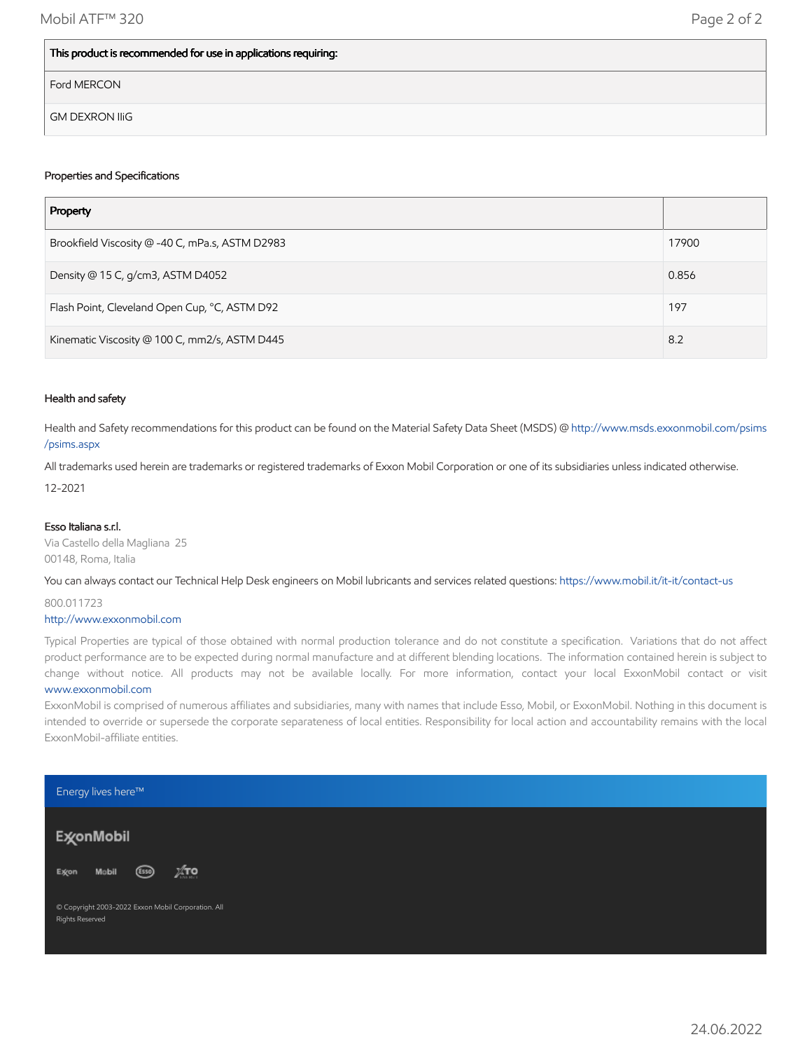| This product is recommended for use in applications requiring: |
| --- |
| Ford MERCON |
| GM DEXRON IIiG |

### Properties and Specifications

| Property | |
| --- | --- |
| Brookfield Viscosity @ -40 C, mPa.s, ASTM D2983 | 17900 |
| Density @ 15 C, g/cm3, ASTM D4052 | 0.856 |
| Flash Point, Cleveland Open Cup, °C, ASTM D92 | 197 |
| Kinematic Viscosity @ 100 C, mm2/s, ASTM D445 | 8.2 |

### Health and safety

Health and Safety recommendations for this product can be found on the Material Safety Data Sheet (MSDS) @ http://www.msds.exxonmobil.com/psims/psims.aspx

All trademarks used herein are trademarks or registered trademarks of Exxon Mobil Corporation or one of its subsidiaries unless indicated otherwise.

12-2021

**Esso Italiana s.r.l.**
Via Castello della Magliana 25
00148, Roma, Italia

You can always contact our Technical Help Desk engineers on Mobil lubricants and services related questions: https://www.mobil.it/it-it/contact-us

800.011723
http://www.exxonmobil.com

Typical Properties are typical of those obtained with normal production tolerance and do not constitute a specification. Variations that do not affect product performance are to be expected during normal manufacture and at different blending locations. The information contained herein is subject to change without notice. All products may not be available locally. For more information, contact your local ExxonMobil contact or visit www.exxonmobil.com

ExxonMobil is comprised of numerous affiliates and subsidiaries, many with names that include Esso, Mobil, or ExxonMobil. Nothing in this document is intended to override or supersede the corporate separateness of local entities. Responsibility for local action and accountability remains with the local ExxonMobil-affiliate entities.

Energy lives here™

ExxonMobil

Exxon Mobil Esso XTO

© Copyright 2003-2022 Exxon Mobil Corporation. All Rights Reserved

24.06.2022